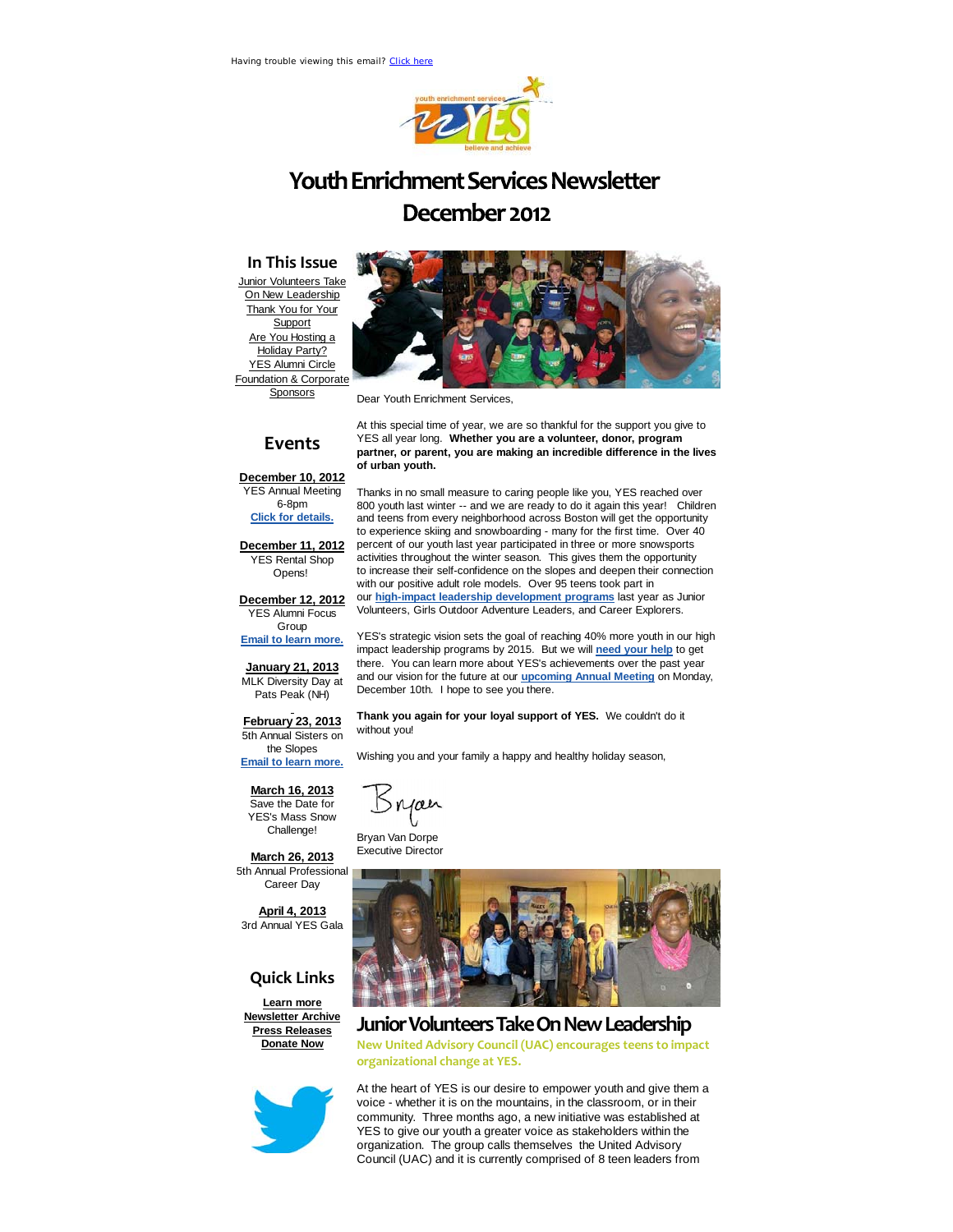Having trouble viewing this email? Click here

# Youth Enrichment Services Newsletter December 2012

## In This Issue

Junior Volunteers Take On New Leadership
Thank You for Your Support
Are You Hosting a Holiday Party?
YES Alumni Circle
Foundation & Corporate Sponsors

## Events

**December 10, 2012**
YES Annual Meeting
6-8pm
**Click for details.**

**December 11, 2012**
YES Rental Shop Opens!

**December 12, 2012**
YES Alumni Focus Group
**Email to learn more.**

**January 21, 2013**
MLK Diversity Day at Pats Peak (NH)

**February 23, 2013**
5th Annual Sisters on the Slopes
**Email to learn more.**

**March 16, 2013**
Save the Date for YES's Mass Snow Challenge!

**March 26, 2013**
5th Annual Professional Career Day

**April 4, 2013**
3rd Annual YES Gala

## Quick Links

**Learn more**
**Newsletter Archive**
**Press Releases**
**Donate Now**

Dear Youth Enrichment Services,

At this special time of year, we are so thankful for the support you give to YES all year long. **Whether you are a volunteer, donor, program partner, or parent, you are making an incredible difference in the lives of urban youth.**

Thanks in no small measure to caring people like you, YES reached over 800 youth last winter -- and we are ready to do it again this year! Children and teens from every neighborhood across Boston will get the opportunity to experience skiing and snowboarding - many for the first time. Over 40 percent of our youth last year participated in three or more snowsports activities throughout the winter season. This gives them the opportunity to increase their self-confidence on the slopes and deepen their connection with our positive adult role models. Over 95 teens took part in our **high-impact leadership development programs** last year as Junior Volunteers, Girls Outdoor Adventure Leaders, and Career Explorers.

YES's strategic vision sets the goal of reaching 40% more youth in our high impact leadership programs by 2015. But we will **need your help** to get there. You can learn more about YES's achievements over the past year and our vision for the future at our **upcoming Annual Meeting** on Monday, December 10th. I hope to see you there.

**Thank you again for your loyal support of YES.** We couldn't do it without you!

Wishing you and your family a happy and healthy holiday season,

Bryan

Bryan Van Dorpe
Executive Director

## Junior Volunteers Take On New Leadership

### New United Advisory Council (UAC) encourages teens to impact organizational change at YES.

At the heart of YES is our desire to empower youth and give them a voice - whether it is on the mountains, in the classroom, or in their community. Three months ago, a new initiative was established at YES to give our youth a greater voice as stakeholders within the organization. The group calls themselves the United Advisory Council (UAC) and it is currently comprised of 8 teen leaders from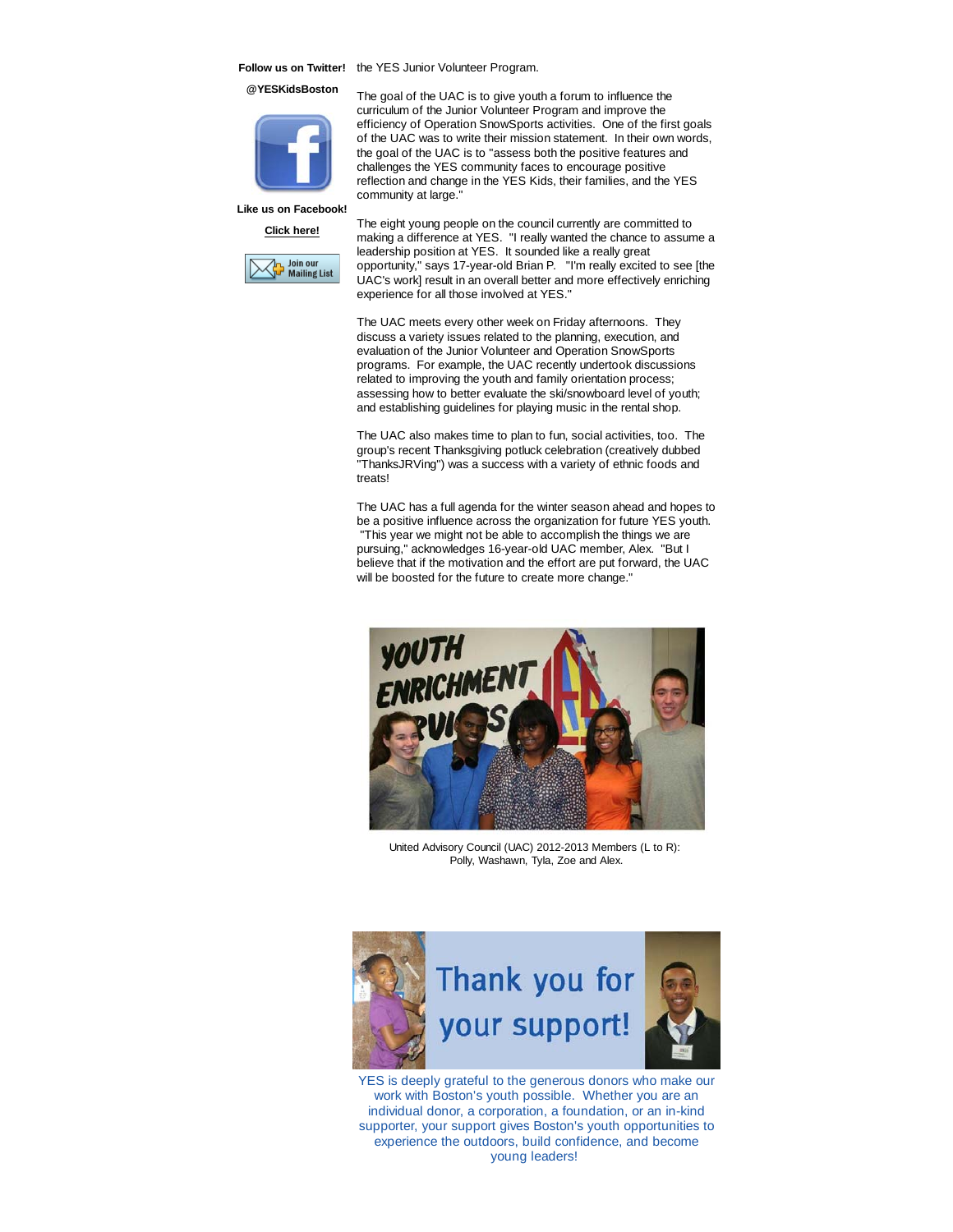**Follow us on Twitter!**

**@YESKidsBoston**

**Like us on Facebook!**

**Click here!**

Join our Mailing List

the YES Junior Volunteer Program.

The goal of the UAC is to give youth a forum to influence the curriculum of the Junior Volunteer Program and improve the efficiency of Operation SnowSports activities. One of the first goals of the UAC was to write their mission statement. In their own words, the goal of the UAC is to "assess both the positive features and challenges the YES community faces to encourage positive reflection and change in the YES Kids, their families, and the YES community at large."

The eight young people on the council currently are committed to making a difference at YES. "I really wanted the chance to assume a leadership position at YES. It sounded like a really great opportunity," says 17-year-old Brian P. "I'm really excited to see [the UAC's work] result in an overall better and more effectively enriching experience for all those involved at YES."

The UAC meets every other week on Friday afternoons. They discuss a variety issues related to the planning, execution, and evaluation of the Junior Volunteer and Operation SnowSports programs. For example, the UAC recently undertook discussions related to improving the youth and family orientation process; assessing how to better evaluate the ski/snowboard level of youth; and establishing guidelines for playing music in the rental shop.

The UAC also makes time to plan to fun, social activities, too. The group's recent Thanksgiving potluck celebration (creatively dubbed "ThanksJRVing") was a success with a variety of ethnic foods and treats!

The UAC has a full agenda for the winter season ahead and hopes to be a positive influence across the organization for future YES youth. "This year we might not be able to accomplish the things we are pursuing," acknowledges 16-year-old UAC member, Alex. "But I believe that if the motivation and the effort are put forward, the UAC will be boosted for the future to create more change."

United Advisory Council (UAC) 2012-2013 Members (L to R): Polly, Washawn, Tyla, Zoe and Alex.

Thank you for your support!

YES is deeply grateful to the generous donors who make our work with Boston's youth possible. Whether you are an individual donor, a corporation, a foundation, or an in-kind supporter, your support gives Boston's youth opportunities to experience the outdoors, build confidence, and become young leaders!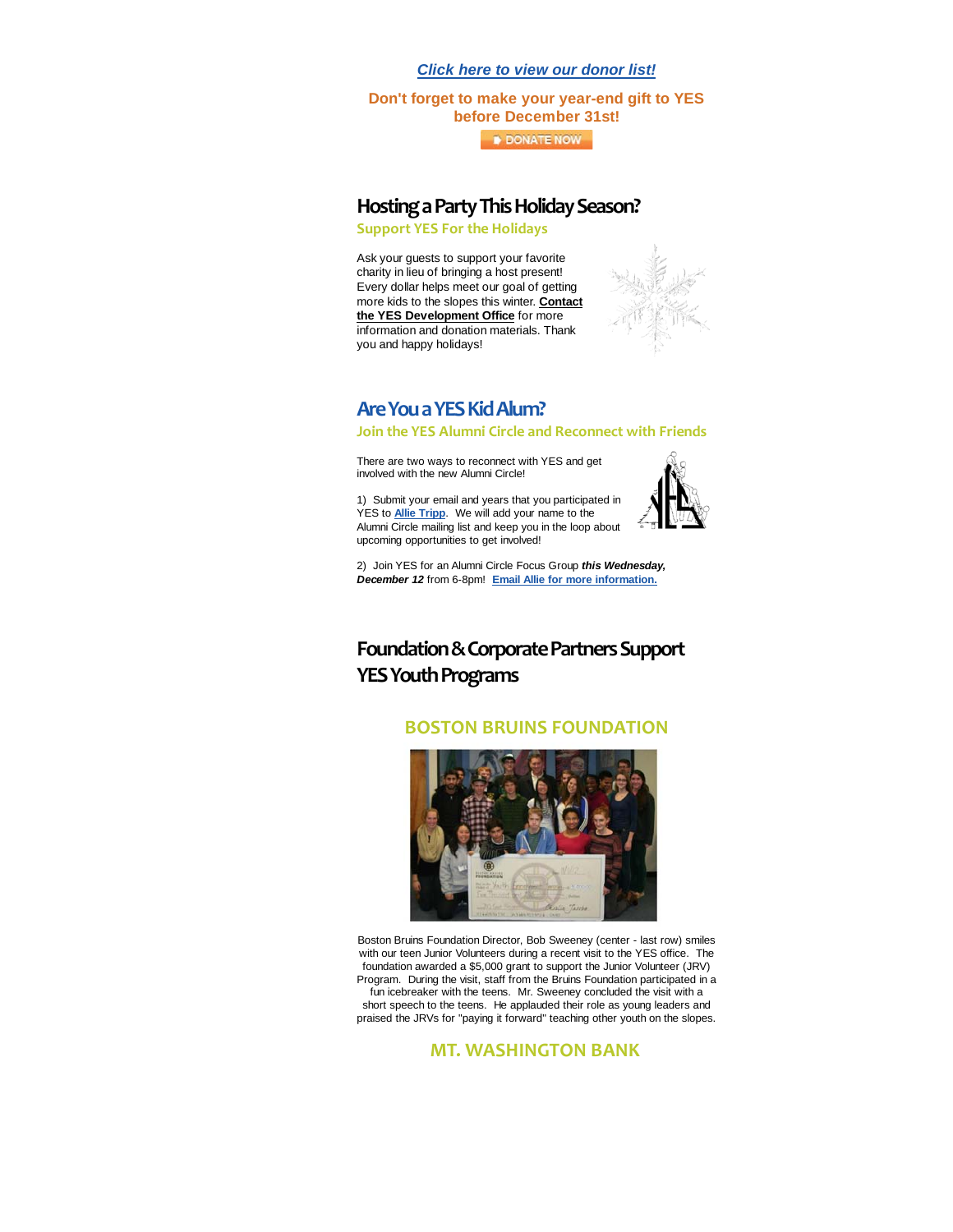***Click here to view our donor list!***

**Don't forget to make your year-end gift to YES before December 31st!**

DONATE NOW

## Hosting a Party This Holiday Season?

### Support YES For the Holidays

Ask your guests to support your favorite charity in lieu of bringing a host present! Every dollar helps meet our goal of getting more kids to the slopes this winter. **Contact the YES Development Office** for more information and donation materials. Thank you and happy holidays!

## Are You a YES Kid Alum?

### Join the YES Alumni Circle and Reconnect with Friends

There are two ways to reconnect with YES and get involved with the new Alumni Circle!

1) Submit your email and years that you participated in YES to **Allie Tripp**. We will add your name to the Alumni Circle mailing list and keep you in the loop about upcoming opportunities to get involved!

2) Join YES for an Alumni Circle Focus Group ***this Wednesday, December 12*** from 6-8pm! **Email Allie for more information.**

## Foundation & Corporate Partners Support YES Youth Programs

### BOSTON BRUINS FOUNDATION

Boston Bruins Foundation Director, Bob Sweeney (center - last row) smiles with our teen Junior Volunteers during a recent visit to the YES office. The foundation awarded a $5,000 grant to support the Junior Volunteer (JRV) Program. During the visit, staff from the Bruins Foundation participated in a fun icebreaker with the teens. Mr. Sweeney concluded the visit with a short speech to the teens. He applauded their role as young leaders and praised the JRVs for "paying it forward" teaching other youth on the slopes.

### MT. WASHINGTON BANK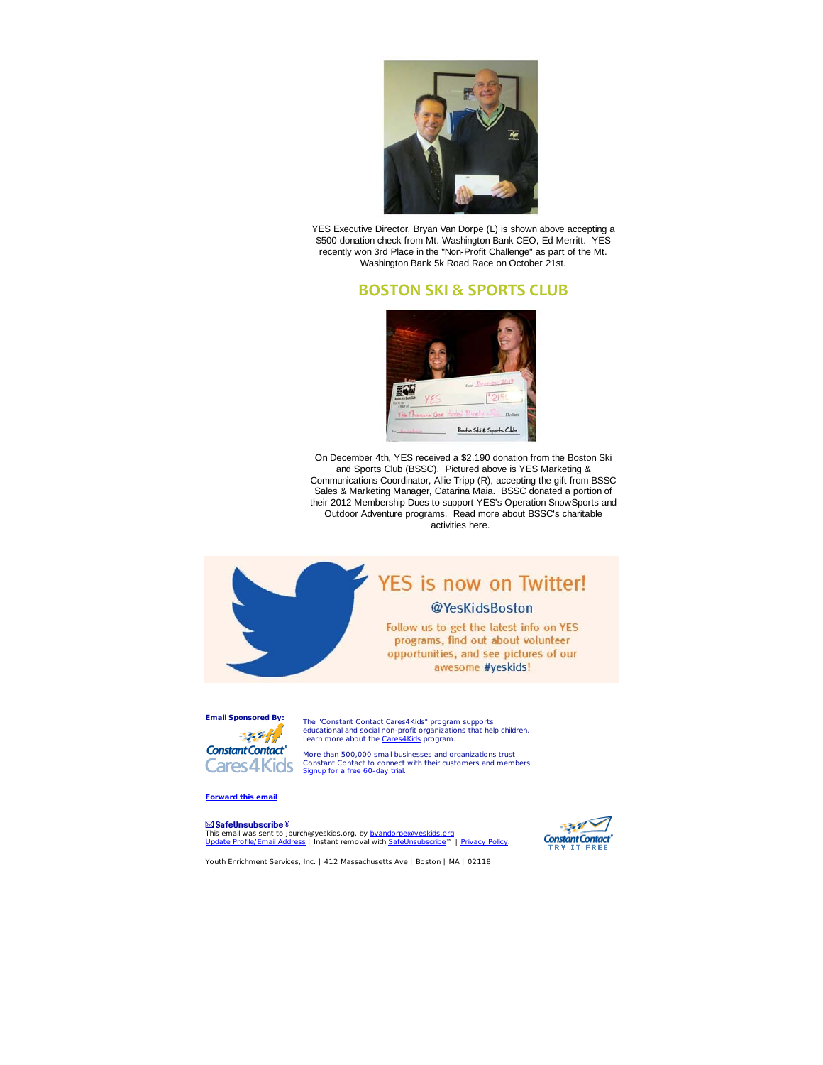YES Executive Director, Bryan Van Dorpe (L) is shown above accepting a $500 donation check from Mt. Washington Bank CEO, Ed Merritt. YES recently won 3rd Place in the "Non-Profit Challenge" as part of the Mt. Washington Bank 5k Road Race on October 21st.

## BOSTON SKI & SPORTS CLUB

On December 4th, YES received a $2,190 donation from the Boston Ski and Sports Club (BSSC). Pictured above is YES Marketing & Communications Coordinator, Allie Tripp (R), accepting the gift from BSSC Sales & Marketing Manager, Catarina Maia. BSSC donated a portion of their 2012 Membership Dues to support YES's Operation SnowSports and Outdoor Adventure programs. Read more about BSSC's charitable activities here.

YES is now on Twitter!

@YesKidsBoston

Follow us to get the latest info on YES programs, find out about volunteer opportunities, and see pictures of our awesome #yeskids!

**Email Sponsored By:**

Constant Contact Cares4Kids

The "Constant Contact Cares4Kids" program supports educational and social non-profit organizations that help children. Learn more about the Cares4Kids program.

More than 500,000 small businesses and organizations trust Constant Contact to connect with their customers and members. Signup for a free 60-day trial.

**Forward this email**

**SafeUnsubscribe®**
This email was sent to jburch@yeskids.org, by bvandorpe@yeskids.org
Update Profile/Email Address | Instant removal with SafeUnsubscribe™ | Privacy Policy.

Constant Contact TRY IT FREE

Youth Enrichment Services, Inc. | 412 Massachusetts Ave | Boston | MA | 02118